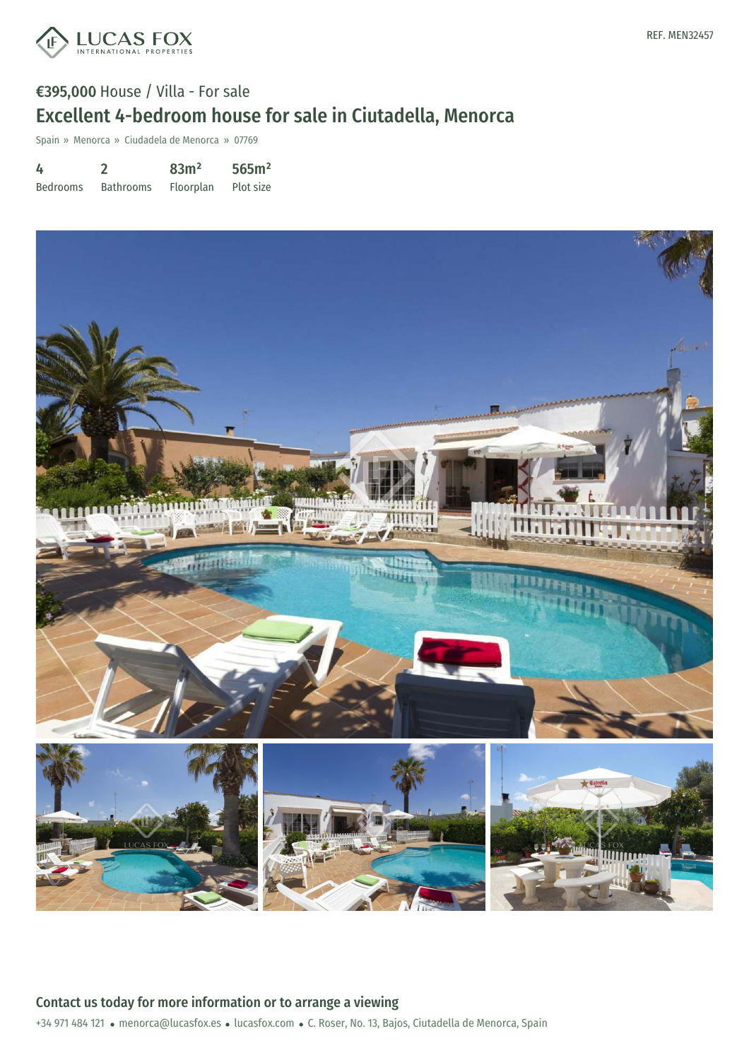REF. MEN32457

€395,000 House / Villa - For sale

# Excellent 4-bedroom house for sale in Ciutadella, Menorca

Spain » Menorca » Ciudadela de Menorca » 07769

| 4 | 2 | 83m² | 565m² |
|---|---|---|---|
| Bedrooms | Bathrooms | Floorplan | Plot size |

## Contact us today for more information or to arrange a viewing

+34 971 484 121 • menorca@lucasfox.es • lucasfox.com • C. Roser, No. 13, Bajos, Ciutadella de Menorca, Spain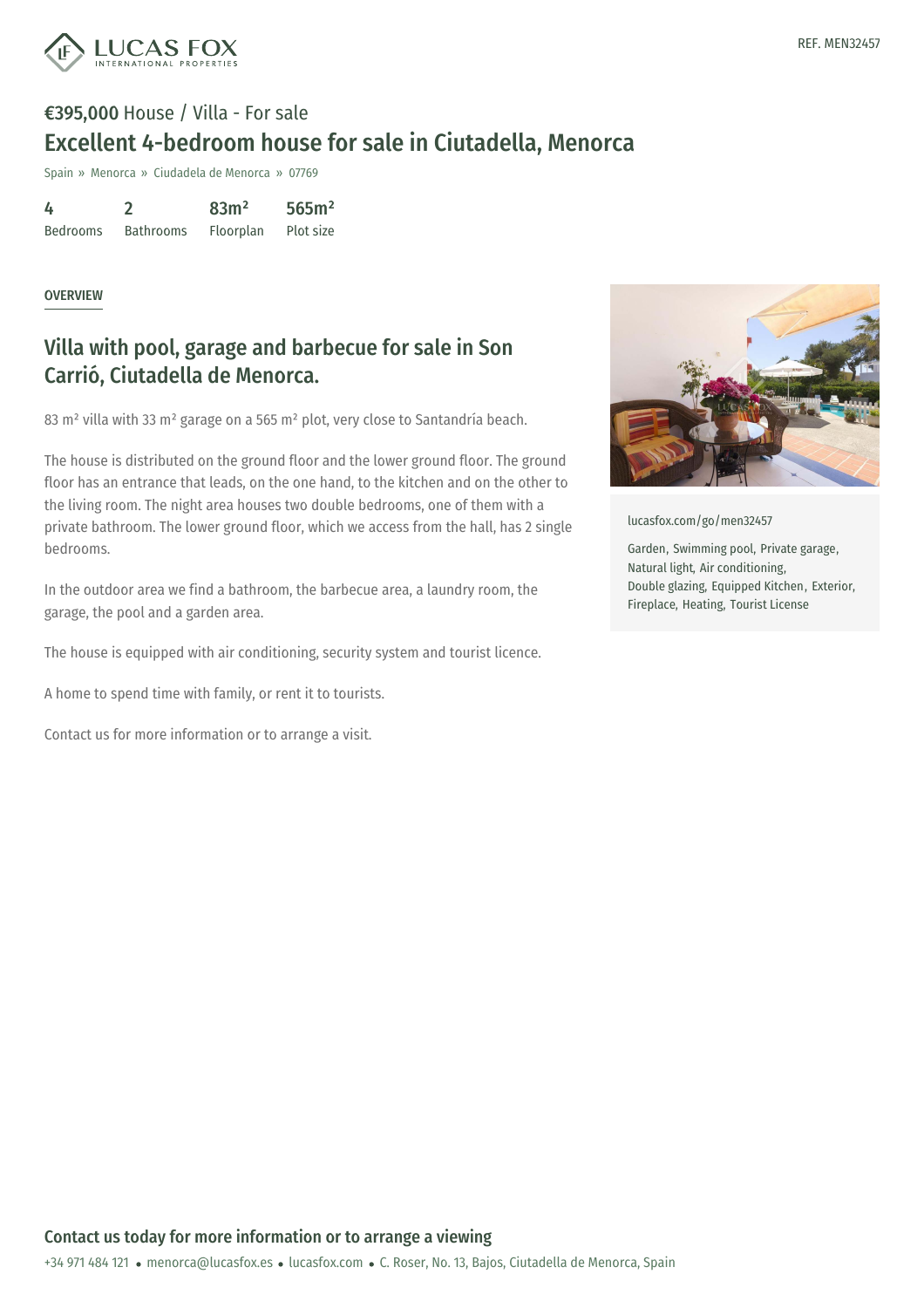REF. MEN32457

€395,000 House / Villa - For sale

# Excellent 4-bedroom house for sale in Ciutadella, Menorca

Spain » Menorca » Ciudadela de Menorca » 07769

| 4 | 2 | 83m² | 565m² |
|---|---|---|---|
| Bedrooms | Bathrooms | Floorplan | Plot size |

OVERVIEW

## Villa with pool, garage and barbecue for sale in Son Carrió, Ciutadella de Menorca.

83 m² villa with 33 m² garage on a 565 m² plot, very close to Santandría beach.

The house is distributed on the ground floor and the lower ground floor. The ground floor has an entrance that leads, on the one hand, to the kitchen and on the other to the living room. The night area houses two double bedrooms, one of them with a private bathroom. The lower ground floor, which we access from the hall, has 2 single bedrooms.

In the outdoor area we find a bathroom, the barbecue area, a laundry room, the garage, the pool and a garden area.

The house is equipped with air conditioning, security system and tourist licence.

A home to spend time with family, or rent it to tourists.

Contact us for more information or to arrange a visit.

lucasfox.com/go/men32457

Garden, Swimming pool, Private garage, Natural light, Air conditioning, Double glazing, Equipped Kitchen, Exterior, Fireplace, Heating, Tourist License

**Contact us today for more information or to arrange a viewing**

+34 971 484 121 • menorca@lucasfox.es • lucasfox.com • C. Roser, No. 13, Bajos, Ciutadella de Menorca, Spain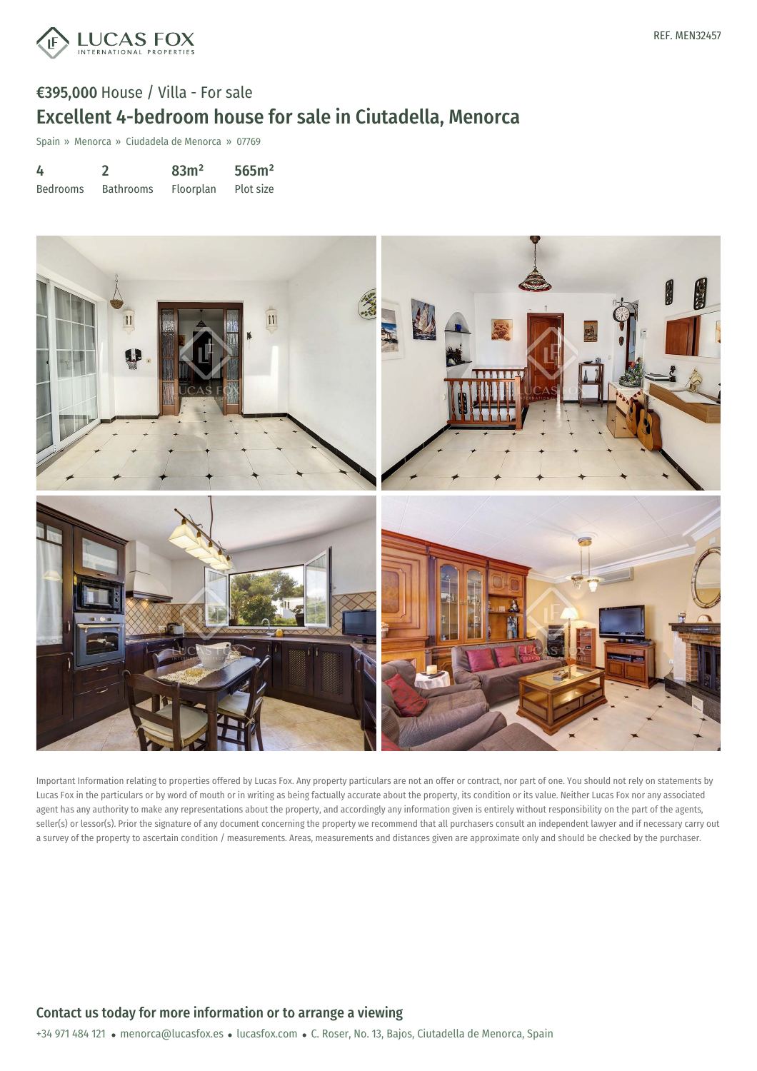REF. MEN32457

€395,000 House / Villa - For sale

# Excellent 4-bedroom house for sale in Ciutadella, Menorca

Spain » Menorca » Ciudadela de Menorca » 07769

| 4 | 2 | 83m² | 565m² |
|---|---|---|---|
| Bedrooms | Bathrooms | Floorplan | Plot size |

Important Information relating to properties offered by Lucas Fox. Any property particulars are not an offer or contract, nor part of one. You should not rely on statements by Lucas Fox in the particulars or by word of mouth or in writing as being factually accurate about the property, its condition or its value. Neither Lucas Fox nor any associated agent has any authority to make any representations about the property, and accordingly any information given is entirely without responsibility on the part of the agents, seller(s) or lessor(s). Prior the signature of any document concerning the property we recommend that all purchasers consult an independent lawyer and if necessary carry out a survey of the property to ascertain condition / measurements. Areas, measurements and distances given are approximate only and should be checked by the purchaser.

## Contact us today for more information or to arrange a viewing

+34 971 484 121 • menorca@lucasfox.es • lucasfox.com • C. Roser, No. 13, Bajos, Ciutadella de Menorca, Spain